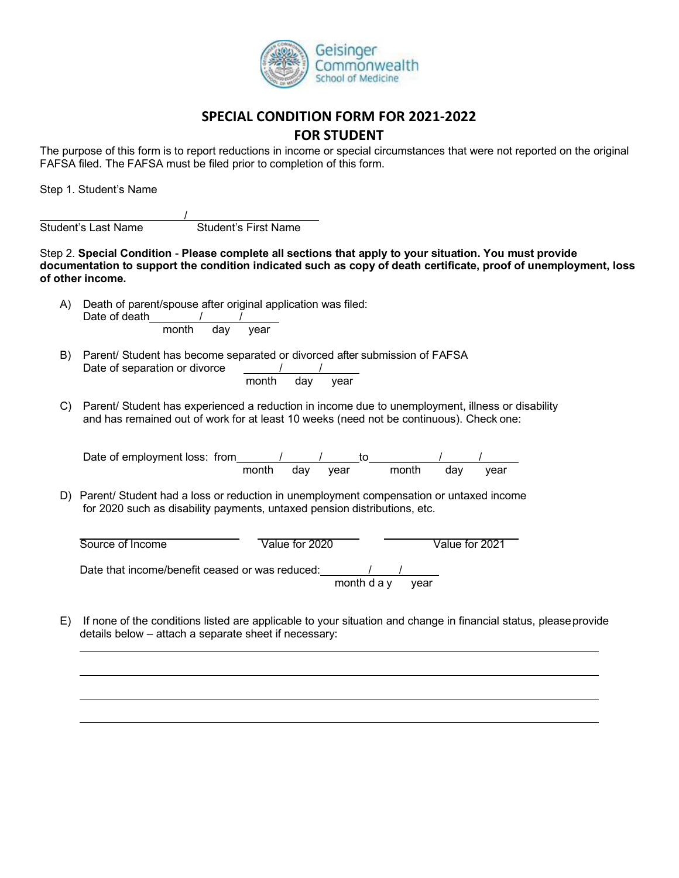Geisinger Commonwealth School of Medicine

# SPECIAL CONDITION FORM FOR 2021-2022
## FOR STUDENT

The purpose of this form is to report reductions in income or special circumstances that were not reported on the original FAFSA filed. The FAFSA must be filed prior to completion of this form.

Step 1. Student's Name

_______________________ / _______________________
Student's Last Name Student's First Name

Step 2. **Special Condition** - **Please complete all sections that apply to your situation. You must provide documentation to support the condition indicated such as copy of death certificate, proof of unemployment, loss of other income.**

A) Death of parent/spouse after original application was filed:
Date of death ______ / ______ / ______
month day year

B) Parent/ Student has become separated or divorced after submission of FAFSA
Date of separation or divorce ______ / ______ / ______
month day year

C) Parent/ Student has experienced a reduction in income due to unemployment, illness or disability and has remained out of work for at least 10 weeks (need not be continuous). Check one:

Date of employment loss: from ______ / ______ / ______ to ______ / ______ / ______
month day year month day year

D) Parent/ Student had a loss or reduction in unemployment compensation or untaxed income for 2020 such as disability payments, untaxed pension distributions, etc.

| Source of Income | Value for 2020 | Value for 2021 |
|---|---|---|
| | | |

Date that income/benefit ceased or was reduced: ______ / ______ / ______
month day year

E) If none of the conditions listed are applicable to your situation and change in financial status, please provide details below – attach a separate sheet if necessary:

_______________________________________________

_______________________________________________

_______________________________________________

_______________________________________________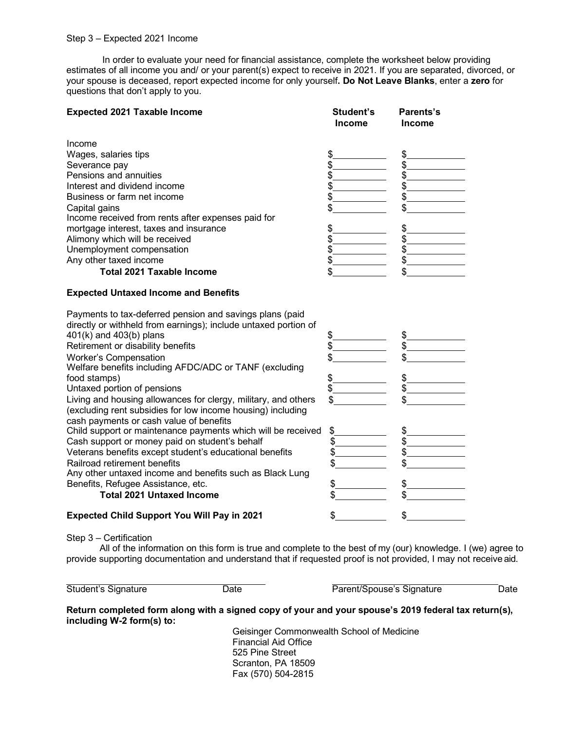Step 3 – Expected 2021 Income

In order to evaluate your need for financial assistance, complete the worksheet below providing estimates of all income you and/ or your parent(s) expect to receive in 2021. If you are separated, divorced, or your spouse is deceased, report expected income for only yourself**. Do Not Leave Blanks**, enter a **zero** for questions that don't apply to you.

| **Expected 2021 Taxable Income** | **Student's Income** | **Parents's Income** |
|---|---|---|
| Income | | |
| Wages, salaries tips | $ | $ |
| Severance pay | $ | $ |
| Pensions and annuities | $ | $ |
| Interest and dividend income | $ | $ |
| Business or farm net income | $ | $ |
| Capital gains | $ | $ |
| Income received from rents after expenses paid for mortgage interest, taxes and insurance | $ | $ |
| Alimony which will be received | $ | $ |
| Unemployment compensation | $ | $ |
| Any other taxed income | $ | $ |
| **Total 2021 Taxable Income** | $ | $ |
| **Expected Untaxed Income and Benefits** | | |
| Payments to tax-deferred pension and savings plans (paid directly or withheld from earnings); include untaxed portion of 401(k) and 403(b) plans | $ | $ |
| Retirement or disability benefits | $ | $ |
| Worker's Compensation | $ | $ |
| Welfare benefits including AFDC/ADC or TANF (excluding food stamps) | $ | $ |
| Untaxed portion of pensions | $ | $ |
| Living and housing allowances for clergy, military, and others (excluding rent subsidies for low income housing) including cash payments or cash value of benefits | $ | $ |
| Child support or maintenance payments which will be received | $ | $ |
| Cash support or money paid on student's behalf | $ | $ |
| Veterans benefits except student's educational benefits | $ | $ |
| Railroad retirement benefits | $ | $ |
| Any other untaxed income and benefits such as Black Lung Benefits, Refugee Assistance, etc. | $ | $ |
| **Total 2021 Untaxed Income** | $ | $ |
| **Expected Child Support You Will Pay in 2021** | $ | $ |

Step 3 – Certification

All of the information on this form is true and complete to the best of my (our) knowledge. I (we) agree to provide supporting documentation and understand that if requested proof is not provided, I may not receive aid.

Student's Signature  Date  Parent/Spouse's Signature  Date

**Return completed form along with a signed copy of your and your spouse's 2019 federal tax return(s), including W-2 form(s) to:**

Geisinger Commonwealth School of Medicine
Financial Aid Office
525 Pine Street
Scranton, PA 18509
Fax (570) 504-2815